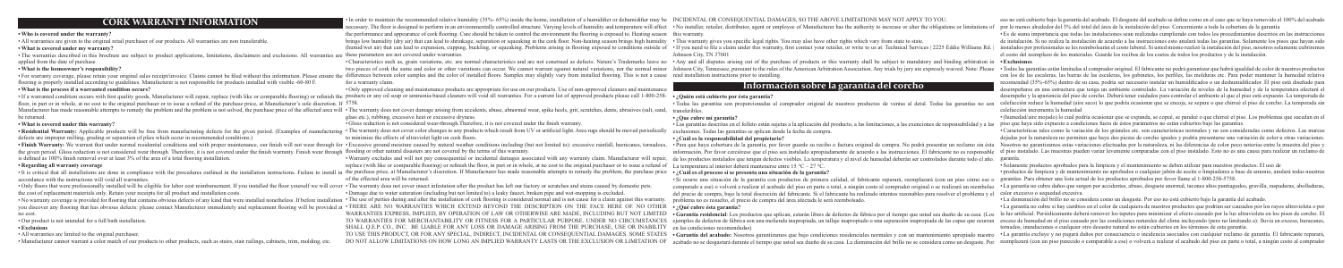# CORK WARRANTY INFORMATION

- **Who is covered under the warranty?**
- All warranties are given to the original retail purchaser of our products. All warranties are non transferable.
- **What is covered under my warranty?**
- The warranties described in this brochure are subject to product applications, limitations, disclaimers and exclusions. All warranties are applied from the date of purchase.
- **What is the homeowner's responsibility?**
- For warranty coverage, please retain your original sales receipt/invoice. Claims cannot be filed without this information. Please ensure the flooring is properly installed according to guidelines. Manufacturer is not responsible for products installed with visible -60-80 F.
- **What is the process if a warranted condition occurs?**
- If a warranted condition occurs with first quality goods, Manufacturer will repair, replace (with like or comparable flooring) or refund the floor, in part or in whole, at no cost to the original purchaser or to issue a refund of the purchase price, at Manufacturer's sole discretion. If Manufacturer has made reasonable attempts to remedy the problem and the problem is not solved, the purchase price of the affected area will be returned.
- **What is covered under this warranty?**
- **Residential Warranty:** Applicable products will be free from manufacturing defects for the given period. (Examples of manufacturing defects are improper milling, grading or separation of plies which occur in recommended conditions.)
- **Finish Warranty:** We warrant that under normal residential conditions and with proper maintenance, our finish will not wear through for the given period. Gloss reduction is not considered wear through. Therefore, it is not covered under the finish warranty. Finish wear through is defined as 100% finish removal over at least 3% of the area of a total flooring installation.
- **Regarding all warranty coverage**
- It is critical that all instructions are done in compliance with the procedures outlined in the installation instructions. Failure to install in accordance with the instructions will void all warranties.
- Only floors that were professionally installed will be eligible for labor cost reimbursement. If you installed the floor yourself we will cover the cost of replacement materials only. Retain your receipts for all product and installation costs.
- No warranty coverage is provided for flooring that contains obvious defects of any kind that were installed nonetheless. If before installation you discover any flooring that has obvious defects; please contact Manufacturer immediately and replacement flooring will be provided at no cost.
- Our product is not intended for a full bath installation.
- **Exclusions**
- All warranties are limited to the original purchaser.
- Manufacturer cannot warrant a color match of our products to other products, such as stairs, stair railings, cabinets, trim, molding, etc.
- In order to maintain the recommended relative humidity (35%- 65%) inside the home, installation of a humidifier or dehumidifier may be necessary. The floor is designed to perform in an environmentally controlled structure. Varying levels of humidity and temperature will affect the performance and appearance of cork flooring. Care should be taken to control the environment the flooring is exposed to. Heating season brings low humidity (dry air) that can lead to shrinkage, separation or splitting in the cork floor. Non-heating season brings high humidity (humid/wet air) that can lead to expansion, cupping, buckling, or squeaking. Problems arising in flooring exposed to conditions outside of these parameters are not covered under warranties.
- Characteristics such as grain variations, etc. are normal characteristics and are not construed as defects. Nature's Trademarks leave no two pieces of cork the same and color or other variations can occur. We cannot warrant against natural variations, nor the normal minor differences between color samples and the color of installed floors. Samples may slightly vary from installed flooring. This is not a cause for a warranty claim.
- Only approved cleaning and maintenance products are appropriate for use on our products. Use of non-approved cleaners and maintenance products or any oil soap or ammonia-based cleaners will void all warranties. For a current list of approved products please call 1-800-258-5758.
- The warranty does not cover damage arising from accidents, abuse, abnormal wear, spike heels, grit, scratches, dents, abrasives (salt, sand, glass etc.), rubbing, excessive heat or excessive dryness.
- Gloss reduction is not considered wear-through.Therefore, it is not covered under the finish warranty.
- The warranty does not cover color changes to any products which result from UV or artificial light. Area rugs should be moved periodically to minimize the effects of ultraviolet light on cork floors.
- Excessive ground moisture caused by natural weather conditions (including but not limited to): excessive rainfall, hurricanes, tornadoes, flooding or other natural disasters are not covered by the terms of this warranty.
- Warranty excludes and will not pay consequential or incidental damages associated with any warranty claim. Manufacturer will repair, replace (with like or comparable flooring) or refund the floor, in part or in whole, at no cost to the original purchaser or to issue a refund of the purchase price, at Manufacturer's discretion. If Manufacturer has made reasonable attempts to remedy the problem, the purchase price of the affected area will be returned.
- Damage from pet urine, pet nails, or insect infestation after the product has left our factory or scratches and stains caused by domestic pets.
- Damage due to water saturation (including but not limited to) a leaky faucet, broken pipe and wet-mopping is excluded.
- The use of parties during and after the installation of cork flooring is considered normal and is not cause for a claim against this warranty.
- THERE ARE NO WARRANTIES WHICH EXTEND BEYOND THE DESCRIPTION ON THE FACE HERE OF. NO OTHER WARRANTIES EXPRESS, IMPLIED, BY OPERATION OF LAW OR OTHERWISE ARE MADE, INCLUDING BUT NOT LIMITED TO WARRANTIES FOR MERCHANTABILITY OR FITNESS FOR A PARTICULAR PURPOSE. UNDER NO CIRCUMSTANCES SHALL Q.E.P. CO., INC. BE LIABLE FOR ANY LOSS OR DAMAGE ARISING FROM THE PURCHASE, USE OR INABILITY TO USE THIS PRODUCT, OR FOR ANY SPECIAL, INDIRECT, INCIDENTAL OR CONSEQUENTIAL DAMAGES. SOME STATES DO NOT ALLOW LIMITATIONS ON HOW LONG AN IMPLIED WARRANTY LASTS OR THE EXCLUSION OR LIMITATION OF INCIDENTAL OR CONSEQUENTIAL DAMAGES, SO THE ABOVE LIMITATIONS MAY NOT APPLY TO YOU.
- No installer, retailer, distributor, agent or employee of Manufacturer has the authority to increase or alter the obligations or limitations of this warranty.
- This warranty gives you specific legal rights. You may also have other rights which vary from state to state.
- If you need to file a claim under this warranty, please first contact your retailer, or write to us at: Technical Services | 2225 Eddie Williams Rd. | Johnson City, TN 37601
- Any and all disputes arising out of the purchase of products or this warranty shall be subject to mandatory and binding arbitration in Johnson City, Tennessee, pursuant to the rules of the American Arbitration Association. Any trials by jury are expressly waived. Note: Please read installation instructions prior to installing.

# Información sobre la garantía del corcho

- **¿Quién está cubierto por esta garantía?**
- Todas las garantías son proporcionadas al comprador original de nuestros productos de ventas al detal. Todas las garantías no son transferibles.
- **¿Qué cubre mi garantía?**
- Las garantías descritas en el folleto están sujetas a la aplicación del producto, a las limitaciones, a las excenciones de responsabilidad y a las exclusiones. Todas las garantías se aplican desde la fecha de compra.
- **¿Cuál es la responsabilidad del propietario?**
- Para que haya cobertura de la garantía, por favor guarde su recibo o factura original de compra. No podrá presentar un reclamo sin esta información. Por favor cerciórese que el piso sea instalado apropiadamente de acuerdo a las instrucciones. El fabricante no es responsable de los productos instalados que tengan defectos visibles. La temperatura y el nivel de humedad deberán ser controlados durante todo el año. La temperatura al interior deberá mantenerse entre 15 °C — 27 °C.
- **¿Cuál es el proceso si se presenta una situación de la garantía?**
- Si ocurre una situación de la garantía con productos de primera calidad, el fabricante reparará, reemplazará (con un piso cómo ese o comparable a ese) o volverá a realizar el acabado del piso en parte o total, a ningún coste al comprador original o se realizará un reembolso del precio de compra, bajo la total discreción del fabricante. Si el fabricante ha realizado intentos razonables para resolver el problema y el problema no es resuelto, el precio de compra del área afectada le será reembolsado.
- **¿Qué cubre esta garantía?**
- **Garantía residencial:** Los productos que aplican, estarán libres de defectos de fábrica por el tiempo que usted sea dueño de su casa. (Los ejemplos de defectos de fábrica son una molienda impropia, un trabajo inapropiado o una separación impropiada de las capas que ocurren en las condiciones recomendadas)
- **Garantía del acabado:** Nosotros garantizamos que bajo condiciones residenciales normales y con un mantenimiento apropiado nuestro acabado no se desgastará durante el tiempo que usted sea dueño de su casa. La disminución del brillo no se considera como un desgaste. Por eso no está cubierto bajo la garantía del acabado. El desgaste del acabado se define como en el caso que se haya removido al 100% del acabado por lo menos al alrededor del 3% del total del área de la instalación del piso. Concerniente a toda la cobertura de la garantía
- Es de suma importancia que todas las instalaciones sean realizadas cumpliendo con todos los procedimientos descritos en las instrucciones de instalación. Si no realiza la instalación de acuerdo a las instrucciones esto anulará todas las garantías. Solamente los pisos que hayan sido instalados por profesionales se les reembolsarán el costo laboral. Si usted mismo realizó la instalación del piso, nosotros solamente cubriremos el coste del reemplazo de los materiales. Guarde los recibos de los costos de todos los productos y de la instalación.
- **Exclusiones**
- Todas las garantías están limitadas al comprador original. El fabricante no podrá garantizar que habrá igualdad de color de nuestros productos con los de las escaleras, las barras de las escaleras, los gabinetes, los perfiles, las molduras etc. Para poder mantener la humedad relativa recomendada (35%-65%) dentro de su casa, podría ser necesario instalar un humidificador o un deshumidificador. El piso está diseñado para desempeñarse en una estructura que tenga un ambiente controlado. La variación de niveles de la humedad y de la temperatura afectará el desempeño y la apariencia del piso de corcho. Deberá tener cuidado para controlar el ambiente al que el piso está expuesto. La temporada de calefacción reduce la humedad (aire seco) lo que podría ocasionar que se encoja, se separe o que chirree el piso de corcho. La temporada sin calefacción incrementa la humedad
- (humedad/aire mojado) lo cual podría ocasionar que se expanda, se copee, se pandee o que chirree el piso. Los problemas que suceden en el piso que haya sido expuesto a condiciones fuera de éstos parámetros no están cubiertos bajo las garantías.
- Características tales como la variación de los granulos etc. son características normales y no son consideradas como defectos. Las marcas dejadas por la naturaleza no permiten que haya dos piezas de corcho iguales y podría presentarse una variación de color u otras variaciones. Nosotros no garantizamos estas variaciones efectuadas por la naturaleza, ni las diferencias de color poco notorias entre la muestra del piso y el piso instalado. Las muestras pueden variar levemente comparadas con el piso instalado. Esto no es una causa para realizar un reclamo de garantía.
- Solamente productos aprobados para la limpieza y el mantenimiento se deben utilizar para nuestros productos. El uso de productos de limpieza y de mantenimiento no aprobados o cualquier jabón de aceite o limpiadores a base de amonio, anulará todas nuestras garantías. Para obtener una lista actual de los productos aprobados por favor llame al 1-800-258-5758.
- La garantía no cubre daños que surgen por accidentes, abuso, desgaste anormal, tacones, arena, abrasivos (sal, arena, vidrio, etc.), frotamiento, calor excesivo o sequedad excesiva.
- La disminución del brillo no se considera como un desgaste. Por eso no está cubierto bajo la garantía del acabado.
- La garantía no cubre si hay cambios en el color de cualquiera de nuestros productos que podrían ser causados por los rayos ultravioleta o por luz artificial. Periódicamente deberá remover los tapetes para minimizar el efecto causado por la luz ultravioleta en los pisos de corcho. El exceso de humedad en el piso causado por las condiciones naturales del clima incluyendo (pero no limitando a): lluvia en exceso, huracanes, tornados, inundaciones o cualquier otro desastre natural no están cubiertos en los términos de esta garantía.
- La garantía excluye y no pagará daños por consecuencia o incidencia asociados con cualquier reclamo de garantía. El fabricante reparará, reemplazará (con un piso parecido o comparable a ese) o volverá a realizar el acabado del piso en parte o total, a ningún coste al comprador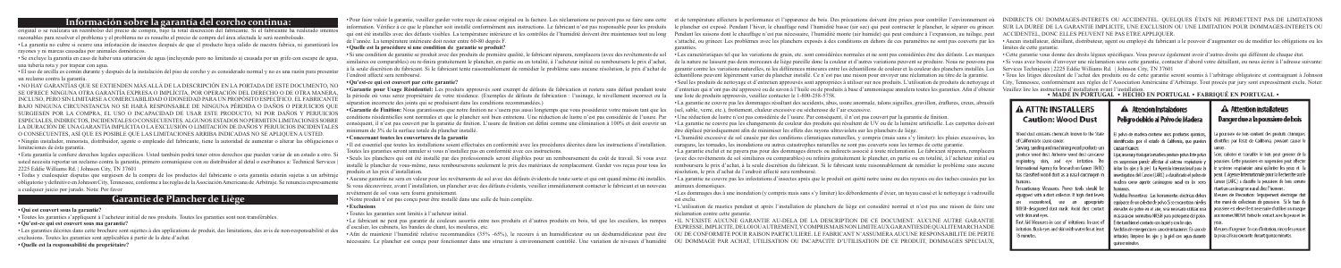## Información sobre la garantía del corcho continua:

original o se realizara un reembolso del precio de compra, bajo la total discreción del fabricante. Si el fabricante ha realizado intentos razonables para resolver el problema y el problema no es resuelto el precio de compra del área afectada le será reembolsado.

- La garantía no cubre o ocurre una infracción de insectos después de que el producto haya salido de nuestra fábrica, ni garantizará los rayones y/o marcas causadas por animales domésticos.
- Se excluye la garantía en caso de haber una saturación de agua (incluyendo pero no limitado a) causada por un grifo con escape de agua, una tubería rota y por trapear con agua.
- El uso de arcilla es común durante y después de la instalación del piso de corcho y es considerado normal y no es una razón para presentar un reclamo contra la garantía.
- NO HAY GARANTÍAS QUE SE EXTIENDEN MÁS ALLÁ DE LA DESCRIPCIÓN EN LA PORTADA DE ESTE DOCUMENTO, NO SE OFRECE NINGUNA OTRA GARANTÍA EXPRESA O IMPLÍCITA, POR OPERACIÓN DEL DERECHO O DE OTRA MANERA, INCLUSO, PERO SIN LIMITARSE A COMERCIABILIDAD O IDONEIDAD PARA UN PROPÓSITO ESPECÍFICO. EL FABRICANTE BAJO NINGUNA CIRCUNSTANCIA NO SE HARÁ RESPONSABLE DE NINGUNA PÉRDIDA O DAÑOS O PERJUICIOS QUE SURGIESEN POR LA COMPRA, EL USO O INCAPACIDAD DE USAR ESTE PRODUCTO; NI POR DAÑOS Y PERJUICIOS ESPECIALES, INDIRECTOS, INCIDENTALES O CONSECUENTES. ALGUNOS ESTADOS NO PERMITEN LIMITACIONES SOBRE LA DURACIÓN DE UNA GARANTÍA IMPLÍCITA O LA EXCLUSIÓN O LIMITACIÓN DE DAÑOS Y PERJUICIOS INCIDENTALES O CONSECUENTES, ASÍ QUE ES POSIBLE QUE LAS LIMITACIONES ARRIBA INDICADAS NO SE APLIQUEN A USTED.
- Ningún instalador, minorista, distribuidor, agente o empleado del fabricante, tiene la autoridad de aumentar o alterar las obligaciones o limitaciones de esta garantía.
- Esta garantía le confiere derechos legales específicos. Usted también podrá tener otros derechos que pueden variar de un estado a otro. Si usted necesita reportar un reclamo contra la garantía, primero comuníquese con su distribuidor al detal o escríbanos a: Technical Services | 2225 Eddie Williams Rd. | Johnson City, TN 37601
- Todas y cualesquier disputas que surgiesen de la compra de los productos del fabricante o esta garantía estarán sujetas a un arbitraje obligatorio y definitivo en Johnson City, Tennessee, conforme a las reglas de la Asociación Americana de Arbitraje. Se invocan expresamente a cualquier juicio por jurado. Nota: Por favor

## Garantie de Plancher de Liège

- **Qui est couvert sous la garantie?**
- Toutes les garanties s'appliquent à l'acheteur initial de nos produits. Toutes les garanties sont non transférables.
- **Qu'est-ce qui est couvert sous ma garantie?**
- Les garanties décrites dans cette brochure sont sujettes à des applications de produit, des limitations, des avis de non-responsabilité et des exclusions. Toutes les garanties sont applicables à partir de la date d'achat.
- **Quelle est la responsabilité du propriétaire?**
- Pour faire valoir la garantie, veuillez garder votre reçu de caisse original ou la facture. Les réclamations ne peuvent pas se faire sans cette information. Vérifiez à ce que le plancher soit installé conformément aux instructions. Le fabricant n'est pas responsable pour les produits qui ont été installés avec des défauts visibles. La température intérieure et les contrôles de l'humidité doivent être maintenus tout au long de l'année. La température intérieure doit rester entre 60-80 degrés F.
- **Quelle est la procédure si une condition de garantie se produit?**
- Si une condition de garantie se produit avec des produits de première qualité, le fabricant réparera, remplacera (avec des revêtements de sol similaires ou comparables) ou re-fintra gratuitement le plancher, en partie ou en totalité, à l'acheteur initial ou remboursera le prix d'achat, à la seule discrétion du fabricant. Si le fabricant tente raisonnablement de remédier le problème sans aucune résolution, le prix d'achat de l'endroit affecté sera remboursé.
- **Qu'est-ce qui est couvert par cette garantie?**
- **Garantie pour Usage Résidentiel:** Les produits approuvés sont exempt de défauts de fabrication et restent sans défaut pendant toute la période où vous serez propriétaire de votre résidence. (Exemples de défauts de fabrication : l'usinage, le nivellement incorrect ou la séparation incorrecte des joints qui se produisent dans les conditions recommandées.)
- **Garantie de Finition:** Nous garantissons que notre finition ne s'usera pas pendant que vous possédez votre maison tant que les conditions résidentielles sont normales et que le plancher soit bien entretenu. Une réduction de lustre n'est pas considérée de l'usure. Par conséquent, il n'est pas couvert par la garantie de finition. L'usure de finition est définie comme une élimination à 100% et doit couvrir un minimum de 5% de la surface totale du plancher installé.
- **Concernant toutes les couvertures de la garantie**
- Il est essentiel que toutes les installations soient effectuées en conformité avec les procédures décrites dans les instructions d'installation. Toutes les garanties seront annulées si vous n'installez pas en conformité avec ces instructions.
- Seuls les planchers qui ont été installés par des professionnels seront éligibles pour un remboursement du coût de travail. Si vous avez installé le plancher de vous-même, nous rembourserons seulement le prix des matériaux de remplacement. Gardez vos reçus pour tous les produits et les prix d'installation.
- Aucune garantie ne sera en valeur pour les revêtements de sol avec des défauts évidents de toute sorte et qui ont quand même été installés. Si vous découvrez, avant l'installation, un plancher avec des défauts évidents, veuillez immédiatement contacter le fabricant et un nouveau revêtement de sol vous sera fourni gratuitement.
- Votre produit n'est pas conçu pour être installé dans une salle de bain complète.
- **Exclusions**
- Toutes les garanties sont limités à l'acheteur initial.
- Le fabricant ne peut pas garantir les couleurs assorties entre nos produits et d'autres produits en bois, tel que les escaliers, les rampes d'escalier, les moulures, les bandes de chant, les moulures, etc.
- Afin de maintenir l'humidité relative recommandée (35% -65%), le recours à un humidificateur ou un déshumidificateur peut être nécessaire. Le plancher est conçu pour fonctionner dans une structure à environnement contrôlé. Une variation de niveaux d'humidité et de température affectera la performance et l'apparence du bois. Des précautions doivent être prises pour contrôler l'environnement où le plancher est exposé. Pendant l'hiver, le chauffage rend l'humidité basse (air sec) qui peut contracter le plancher, le séparer ou gercer. Pendant les saisons dont le chauffage n'est pas nécessaire, l'humidité remis (air humide) qui peut contenir à l'expansion, au tuilage, peut s'attaché, ou gonfler. Les problèmes avec les planchers exposés à des conditions en dehors de ces paramètres ne sont pas couverts par les garanties.
- Les caractéristiques tel que les variations de grain, etc. sont considérées normales et ne sont pas considérées être des défauts. Les marques de la nature ne laissent pas deux morceaux de liège pareille dans la couleur et d'autres variations peuvent se produire. Nous ne pouvons pas garantir contre les variations naturelles, ni les différences minimes entre les échantillons de couleur et la couleur des planchers installés. Les échantillons peuvent légèrement varier à un plancher installé. Ce n'est pas une raison pour envoyer une réclamation au titre de la garantie.
- Seul les produits de nettoyage et d'entretien approuvés sont appropriés à utiliser sur nos produits. L'utilisation de produits de nettoyage et d'entretien qui n'ont pas été approuvés ou de l'eau annulera la garantie. Afin d'obtenir une liste de produits approuvés, veuillez contacter le 1-800-258-5788.
- La garantie ne couvre pas les dommages résultant des accidents, abus, usure anormale, talons aiguilles, gravillons, éraflures, creux, abrasifs (sel, sable, verre, etc.), frottement, chaleur excessive ou sécheresse de l'air excessive.
- Une réduction de lustre n'est pas considérée de l'usure. Par conséquent, il n'est pas couvert par la garantie de finition.
- La garantie ne couvre pas les changements de couleur des produits qui résultent de UV ou de la lumière artificielle. Les carpettes doivent être déplacé périodiquement afin de minimiser les effets des rayons ultraviolets sur les planchers de liège.
- L'humidité excessive de sol causée par des conditions climatiques naturelles, y compris (mais sans s'y limiter): les pluies excessives, les tempêtes, les tornades, les inondations ou autres catastrophes naturelles ne sont pas couverts sous les termes de cette garantie.
- La garantie exclut et ne payera pas pour des dommages directs ou indirects associé à toute réclamation. Le fabricant réparera, remplacera (avec des revêtements de sol similaires ou comparables) ou remboursera gratuitement le plancher, en partie ou en totalité, à l'acheteur initial ou remboursera le prix d'achat, à la seule discrétion du fabricant. Si le fabricant tente raisonnablement de remédier le problème sans aucune résolution, le prix d'achat de l'endroit affecté sera remboursé.
- La garantie ne couvre pas les infestations d'insectes après que le produit est quitté notre usine ou les rayures ou des taches causées par les animaux domestiques.
- Les dommages dus à une inondation (y compris mais sans s'y limiter) les débordements d'évier, un tuyau cassé et le nettoyage à vadrouille mouillé.
- L'utilisation de mastics pendant et après l'installation de plancher de liège est considéré normal et n'est pas une raison pour une réclamation contre cette garantie.
- IL N'EXISTE AUCUNE GARANTIE AU-DELÀ DE LA DESCRIPTION DE CE DOCUMENT. AUCUNE AUTRE GARANTIE EXPRESSE, IMPLICITE, DE LOI OU AUTREMENT, Y COMPRIS MAIS NON LIMITÉ AUX GARANTIES DE QUALITÉ MARCHANDE OU DE CONFORMITÉ POUR RAISON PARTICULIÈRE. LE FABRICANT N'ASSUMERA AUCUNE RESPONSABILITÉ DE PERTE OU DOMMAGE PAR ACHAT, UTILISATION OU INCAPACITÉ D'UTILISATION DE CE PRODUIT, DOMMAGES SPÉCIAUX, INDIRECTS OU DOMMAGES-INTÉRETS OU ACCIDENTEL. QUELQUES ÉTATS NE PERMETTENT PAS DE LIMITATIONS SUR LA DURÉE DE LA GARANTIE IMPLICITE, UNE EXCLUSION OU UNE LIMITATION POUR DOMMAGES-INTÉRÊTS OU ACCIDENTEL, DONC ELLES PEUVENT NE PAS ÊTRE APPLIQUÉS.
- Aucun installateur, détaillant, distributeur, agent ou employé du fabricant a le pouvoir d'augmenter ou de modifier les obligations ou les limites de cette garantie.
- Cette garantie vous donne des droits légaux spécifiques. Vous pouvez également avoir d'autres droits qui diffèrent de chaque état.
- Si vous avez besoin d'envoyer une réclamation sous cette garantie, contacter d'abord votre détaillant, ou nous écrire à l'adresse suivante: Services Techniques | 2225 Eddie Williams Rd. | Johnson City, TN 37601
- Tous les litiges découlant de l'achat des produits ou de cette garantie seront soumis à l'arbitrage obligatoire et contraignant à Johnson City, Tennessee, conformément aux règles de l'Association Américaine d'Arbitrage. Tout procès par jury sont expressément exclus. Note: Veuillez lire les instructions d'installation avant l'installation.

**• MADE IN PORTUGAL • HECHO EN PORTUGAL • FABRIQUÉ EN PORTUGAL •**

### ATTN: INSTALLERS
### Caution: Wood Dust

Wood dust contains chemicals known to the State of California to cause cancer.

Sawing, sanding and machining wood products can produce wood dust. Airborne wood dust can cause respiratory, eye, and skin irritation. The International Agency for Research on Cancer (IARC) has classified wood dust as a nasal carcinogen in humans.

Precautionary Measures: Power tools should be equipped with a dust collector. If high dust levels are encountered, use an appropriate NIOSH-designated dust mask. Avoid dust contact with skin and eyes.

First Aid Measures: In case of irritation, flush eyes or irritation. Flush eyes and skin with water for at least 15 minutes.

### Atención Instaladores
### Peligro debido al Polvo de Madera

El polvo de madera contiene unos productos químicos, identificados por el estado de California, que pueden causar el cáncer.

Lijar, serruchar y trabajar la madera con maquinas pueden producir polvo. El polvo en suspensión puede afectar el aparato respiratorio, irritar los ojos y la piel. La Agencia Internacional para la investigación del Cáncer (IARC) ha clasificado el polvo de madera como agente cancerígeno nasal en los seres humanos.

Medidas Preventivas: Las herramientas eléctricas deben equiparse de un colector de polvo. Si se encuentran niveles elevados de polvo en el aire, use una mascarilla antipolvo adecuada con la aprobación NIOSH para protegerse del polvo. Evite también el contacto con la piel y con los ojos.

Medidas de emergencia en caso de irritación: En caso de irritación, limpie los ojos y la piel con agua durante quince minutos.

### Attention installateurs
### Danger due à la poussière de bois

La poussière de bois contient des produits chimiques, identifiés par l'état de Californie, pouvant causer le cancer.

Scier, sabler et travailler le bois peut générer de la poussière. La poussière en suspension peut affecter le système respiratoire ainsi qu'irriter les yeux et la peau. L'Agence Internationale pour la Recherche sur le Cancer (IARC) a classifié la poussière de bois comme étant un cancérogène nasal chez les humains.

Mesures de Précaution: Les équipements électriques doivent être munis de collecteurs de poussière. Si le taux de poussière est élevé, porter un masque filtrant adéquat approuvé par NIOSH. Éviter le contact avec la peau et les yeux.

Mesures d'urgence: En cas d'irritation, rincer les yeux et la peau à l'eau courante durant quinze minutes.